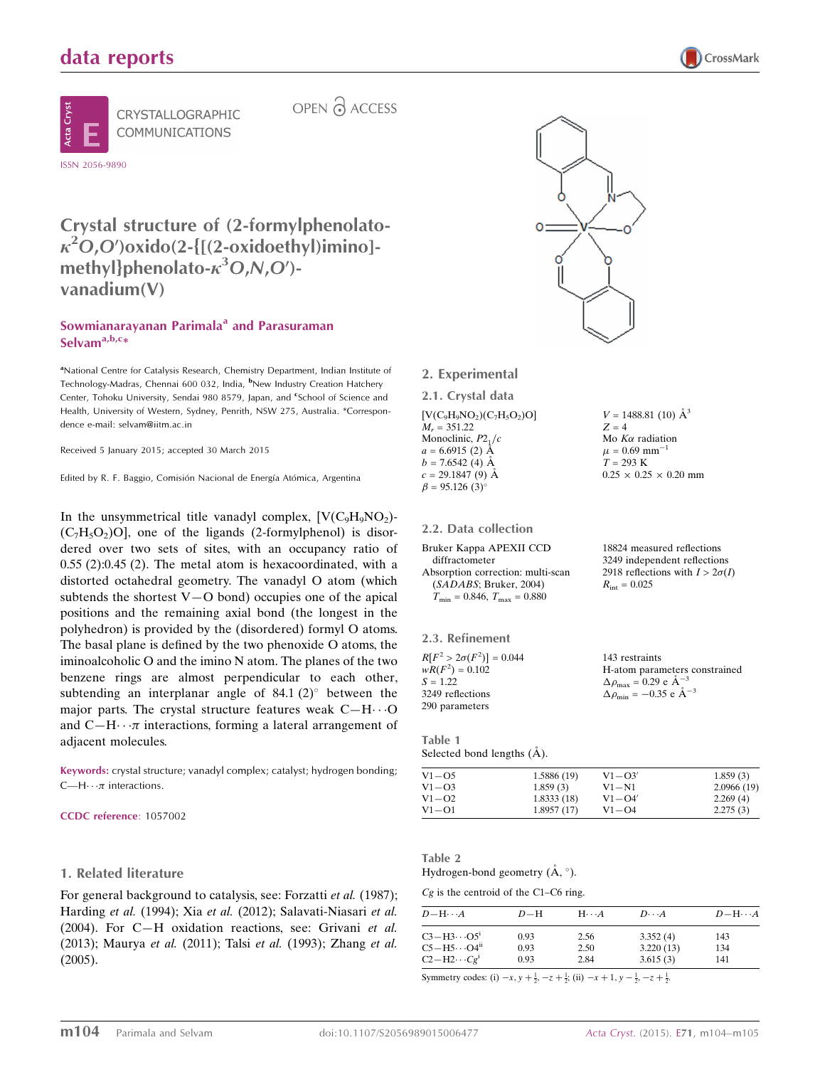# Crystal structure of (2-formylphenolato-$\kappa^2O,O'$)oxido(2-{[(2-oxidoethyl)imino]-methyl}phenolato-$\kappa^3O,N,O'$)-vanadium(V)

**Sowmianarayanan Parimala[a] and Parasuraman Selvam[a,b,c]***

[a]National Centre for Catalysis Research, Chemistry Department, Indian Institute of Technology-Madras, Chennai 600 032, India, [b]New Industry Creation Hatchery Center, Tohoku University, Sendai 980 8579, Japan, and [c]School of Science and Health, University of Western, Sydney, Penrith, NSW 275, Australia. *Correspondence e-mail: selvam@iitm.ac.in

Received 5 January 2015; accepted 30 March 2015

Edited by R. F. Baggio, Comisión Nacional de Energía Atómica, Argentina

In the unsymmetrical title vanadyl complex, $[V(C_9H_9NO_2)(C_7H_5O_2)O]$, one of the ligands (2-formylphenol) is disordered over two sets of sites, with an occupancy ratio of 0.55 (2):0.45 (2). The metal atom is hexacoordinated, with a distorted octahedral geometry. The vanadyl O atom (which subtends the shortest V—O bond) occupies one of the apical positions and the remaining axial bond (the longest in the polyhedron) is provided by the (disordered) formyl O atoms. The basal plane is defined by the two phenoxide O atoms, the iminoalcoholic O and the imino N atom. The planes of the two benzene rings are almost perpendicular to each other, subtending an interplanar angle of 84.1 (2)° between the major parts. The crystal structure features weak C—H⋯O and C—H⋯π interactions, forming a lateral arrangement of adjacent molecules.

**Keywords:** crystal structure; vanadyl complex; catalyst; hydrogen bonding; C—H⋯π interactions.

**CCDC reference**: 1057002

## 1. Related literature

For general background to catalysis, see: Forzatti *et al.* (1987); Harding *et al.* (1994); Xia *et al.* (2012); Salavati-Niasari *et al.* (2004). For C—H oxidation reactions, see: Grivani *et al.* (2013); Maurya *et al.* (2011); Talsi *et al.* (1993); Zhang *et al.* (2005).

## 2. Experimental

### 2.1. Crystal data

$[V(C_9H_9NO_2)(C_7H_5O_2)O]$
$M_r = 351.22$
Monoclinic, $P2_1/c$
$a = 6.6915$ (2) Å
$b = 7.6542$ (4) Å
$c = 29.1847$ (9) Å
$\beta = 95.126$ (3)°
$V = 1488.81$ (10) Å$^3$
$Z = 4$
Mo $K\alpha$ radiation
$\mu = 0.69$ mm$^{-1}$
$T = 293$ K
$0.25 \times 0.25 \times 0.20$ mm

### 2.2. Data collection

Bruker Kappa APEXII CCD diffractometer
Absorption correction: multi-scan (*SADABS*; Bruker, 2004)
$T_{min} = 0.846$, $T_{max} = 0.880$
18824 measured reflections
3249 independent reflections
2918 reflections with $I > 2\sigma(I)$
$R_{int} = 0.025$

### 2.3. Refinement

$R[F^2 > 2\sigma(F^2)] = 0.044$
$wR(F^2) = 0.102$
$S = 1.22$
3249 reflections
290 parameters
143 restraints
H-atom parameters constrained
$\Delta\rho_{max} = 0.29$ e Å$^{-3}$
$\Delta\rho_{min} = -0.35$ e Å$^{-3}$

Table 1
Selected bond lengths (Å).

| | | | |
|---|---|---|---|
| V1—O5 | 1.5886 (19) | V1—O3′ | 1.859 (3) |
| V1—O3 | 1.859 (3) | V1—N1 | 2.0966 (19) |
| V1—O2 | 1.8333 (18) | V1—O4′ | 2.269 (4) |
| V1—O1 | 1.8957 (17) | V1—O4 | 2.275 (3) |

Table 2
Hydrogen-bond geometry (Å, °).

*Cg* is the centroid of the C1–C6 ring.

| *D*—H⋯*A* | *D*—H | H⋯*A* | *D*⋯*A* | *D*—H⋯*A* |
|---|---|---|---|---|
| C3—H3⋯O5[i] | 0.93 | 2.56 | 3.352 (4) | 143 |
| C5—H5⋯O4[ii] | 0.93 | 2.50 | 3.220 (13) | 134 |
| C2—H2⋯*Cg*[i] | 0.93 | 2.84 | 3.615 (3) | 141 |

Symmetry codes: (i) $-x, y+\frac{1}{2}, -z+\frac{1}{2}$; (ii) $-x+1, y-\frac{1}{2}, -z+\frac{1}{2}$.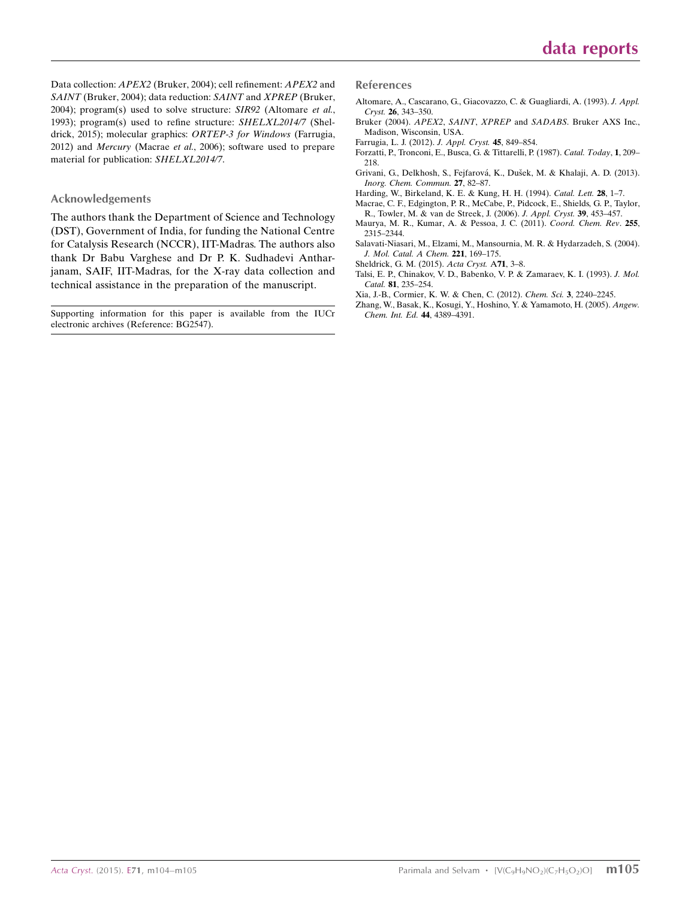Data collection: *APEX2* (Bruker, 2004); cell refinement: *APEX2* and *SAINT* (Bruker, 2004); data reduction: *SAINT* and *XPREP* (Bruker, 2004); program(s) used to solve structure: *SIR92* (Altomare *et al.*, 1993); program(s) used to refine structure: *SHELXL2014/7* (Sheldrick, 2015); molecular graphics: *ORTEP-3 for Windows* (Farrugia, 2012) and *Mercury* (Macrae *et al.*, 2006); software used to prepare material for publication: *SHELXL2014/7*.

### Acknowledgements

The authors thank the Department of Science and Technology (DST), Government of India, for funding the National Centre for Catalysis Research (NCCR), IIT-Madras. The authors also thank Dr Babu Varghese and Dr P. K. Sudhadevi Antharjanam, SAIF, IIT-Madras, for the X-ray data collection and technical assistance in the preparation of the manuscript.

Supporting information for this paper is available from the IUCr electronic archives (Reference: BG2547).

### References

Altomare, A., Cascarano, G., Giacovazzo, C. & Guagliardi, A. (1993). *J. Appl. Cryst.* **26**, 343–350.

Bruker (2004). *APEX2*, *SAINT*, *XPREP* and *SADABS*. Bruker AXS Inc., Madison, Wisconsin, USA.

Farrugia, L. J. (2012). *J. Appl. Cryst.* **45**, 849–854.

Forzatti, P., Tronconi, E., Busca, G. & Tittarelli, P. (1987). *Catal. Today*, **1**, 209–218.

Grivani, G., Delkhosh, S., Fejfarová, K., Dušek, M. & Khalaji, A. D. (2013). *Inorg. Chem. Commun.* **27**, 82–87.

Harding, W., Birkeland, K. E. & Kung, H. H. (1994). *Catal. Lett.* **28**, 1–7.

Macrae, C. F., Edgington, P. R., McCabe, P., Pidcock, E., Shields, G. P., Taylor, R., Towler, M. & van de Streek, J. (2006). *J. Appl. Cryst.* **39**, 453–457.

Maurya, M. R., Kumar, A. & Pessoa, J. C. (2011). *Coord. Chem. Rev*. **255**, 2315–2344.

Salavati-Niasari, M., Elzami, M., Mansournia, M. R. & Hydarzadeh, S. (2004). *J. Mol. Catal. A Chem.* **221**, 169–175.

Sheldrick, G. M. (2015). *Acta Cryst.* A**71**, 3–8.

Talsi, E. P., Chinakov, V. D., Babenko, V. P. & Zamaraev, K. I. (1993). *J. Mol. Catal.* **81**, 235–254.

Xia, J.-B., Cormier, K. W. & Chen, C. (2012). *Chem. Sci.* **3**, 2240–2245.

Zhang, W., Basak, K., Kosugi, Y., Hoshino, Y. & Yamamoto, H. (2005). *Angew. Chem. Int. Ed.* **44**, 4389–4391.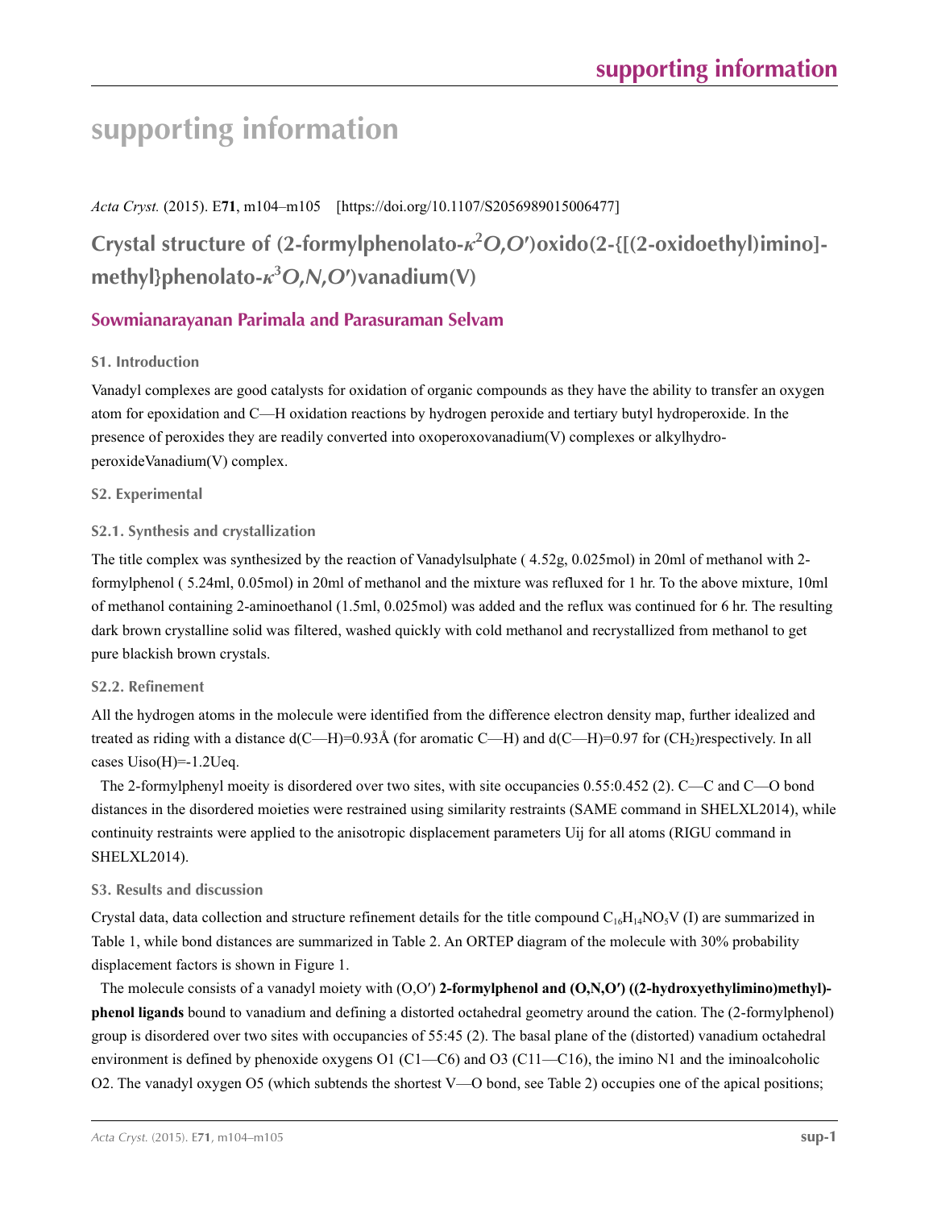# supporting information

*Acta Cryst.* (2015). E**71**, m104–m105    [https://doi.org/10.1107/S2056989015006477]

## Crystal structure of (2-formylphenolato-$\kappa^2O,O'$)oxido(2-{[(2-oxidoethyl)imino]-methyl}phenolato-$\kappa^3O,N,O'$)vanadium(V)

### Sowmianarayanan Parimala and Parasuraman Selvam

#### S1. Introduction

Vanadyl complexes are good catalysts for oxidation of organic compounds as they have the ability to transfer an oxygen atom for epoxidation and C—H oxidation reactions by hydrogen peroxide and tertiary butyl hydroperoxide. In the presence of peroxides they are readily converted into oxoperoxovanadium(V) complexes or alkylhydro-peroxideVanadium(V) complex.

#### S2. Experimental

#### S2.1. Synthesis and crystallization

The title complex was synthesized by the reaction of Vanadylsulphate ( 4.52g, 0.025mol) in 20ml of methanol with 2-formylphenol ( 5.24ml, 0.05mol) in 20ml of methanol and the mixture was refluxed for 1 hr. To the above mixture, 10ml of methanol containing 2-aminoethanol (1.5ml, 0.025mol) was added and the reflux was continued for 6 hr. The resulting dark brown crystalline solid was filtered, washed quickly with cold methanol and recrystallized from methanol to get pure blackish brown crystals.

#### S2.2. Refinement

All the hydrogen atoms in the molecule were identified from the difference electron density map, further idealized and treated as riding with a distance d(C—H)=0.93Å (for aromatic C—H) and d(C—H)=0.97 for ($CH_2$)respectively. In all cases Uiso(H)=-1.2Ueq.

The 2-formylphenyl moeity is disordered over two sites, with site occupancies 0.55:0.452 (2). C—C and C—O bond distances in the disordered moieties were restrained using similarity restraints (SAME command in SHELXL2014), while continuity restraints were applied to the anisotropic displacement parameters Uij for all atoms (RIGU command in SHELXL2014).

#### S3. Results and discussion

Crystal data, data collection and structure refinement details for the title compound $C_{16}H_{14}NO_5V$ (I) are summarized in Table 1, while bond distances are summarized in Table 2. An ORTEP diagram of the molecule with 30% probability displacement factors is shown in Figure 1.

The molecule consists of a vanadyl moiety with (O,O′) **2-formylphenol and (O,N,O′) ((2-hydroxyethylimino)methyl)-phenol ligands** bound to vanadium and defining a distorted octahedral geometry around the cation. The (2-formylphenol) group is disordered over two sites with occupancies of 55:45 (2). The basal plane of the (distorted) vanadium octahedral environment is defined by phenoxide oxygens O1 (C1—C6) and O3 (C11—C16), the imino N1 and the iminoalcoholic O2. The vanadyl oxygen O5 (which subtends the shortest V—O bond, see Table 2) occupies one of the apical positions;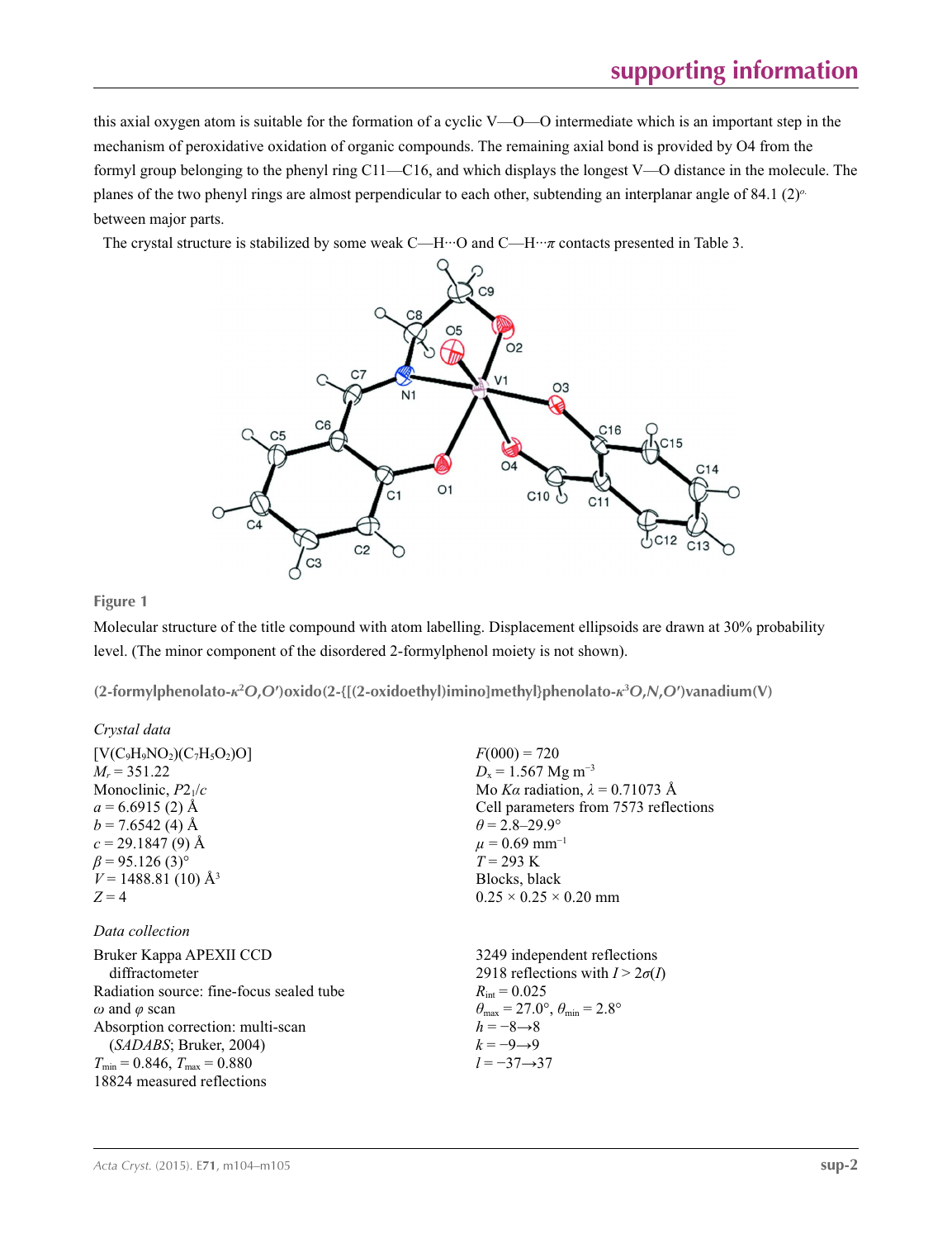this axial oxygen atom is suitable for the formation of a cyclic V—O—O intermediate which is an important step in the mechanism of peroxidative oxidation of organic compounds. The remaining axial bond is provided by O4 from the formyl group belonging to the phenyl ring C11—C16, and which displays the longest V—O distance in the molecule. The planes of the two phenyl rings are almost perpendicular to each other, subtending an interplanar angle of 84.1 (2)° between major parts.

The crystal structure is stabilized by some weak C—H···O and C—H···π contacts presented in Table 3.

**Figure 1**

Molecular structure of the title compound with atom labelling. Displacement ellipsoids are drawn at 30% probability level. (The minor component of the disordered 2-formylphenol moiety is not shown).

**(2-formylphenolato-κ²*O*,*O*′)oxido(2-{[(2-oxidoethyl)imino]methyl}phenolato-κ³*O*,*N*,*O*′)vanadium(V)**

### *Crystal data*

$[V(C_9H_9NO_2)(C_7H_5O_2)O]$
$M_r = 351.22$
Monoclinic, $P2_1/c$
$a = 6.6915$ (2) Å
$b = 7.6542$ (4) Å
$c = 29.1847$ (9) Å
$\beta = 95.126$ (3)°
$V = 1488.81$ (10) Å$^3$
$Z = 4$
$F(000) = 720$
$D_x = 1.567$ Mg m$^{-3}$
Mo $K\alpha$ radiation, $\lambda = 0.71073$ Å
Cell parameters from 7573 reflections
$\theta = 2.8$–$29.9$°
$\mu = 0.69$ mm$^{-1}$
$T = 293$ K
Blocks, black
0.25 × 0.25 × 0.20 mm

### *Data collection*

Bruker Kappa APEXII CCD diffractometer
Radiation source: fine-focus sealed tube
ω and φ scan
Absorption correction: multi-scan (*SADABS*; Bruker, 2004)
$T_{min} = 0.846$, $T_{max} = 0.880$
18824 measured reflections
3249 independent reflections
2918 reflections with $I > 2\sigma(I)$
$R_{int} = 0.025$
$\theta_{max} = 27.0$°, $\theta_{min} = 2.8$°
$h = -8 \rightarrow 8$
$k = -9 \rightarrow 9$
$l = -37 \rightarrow 37$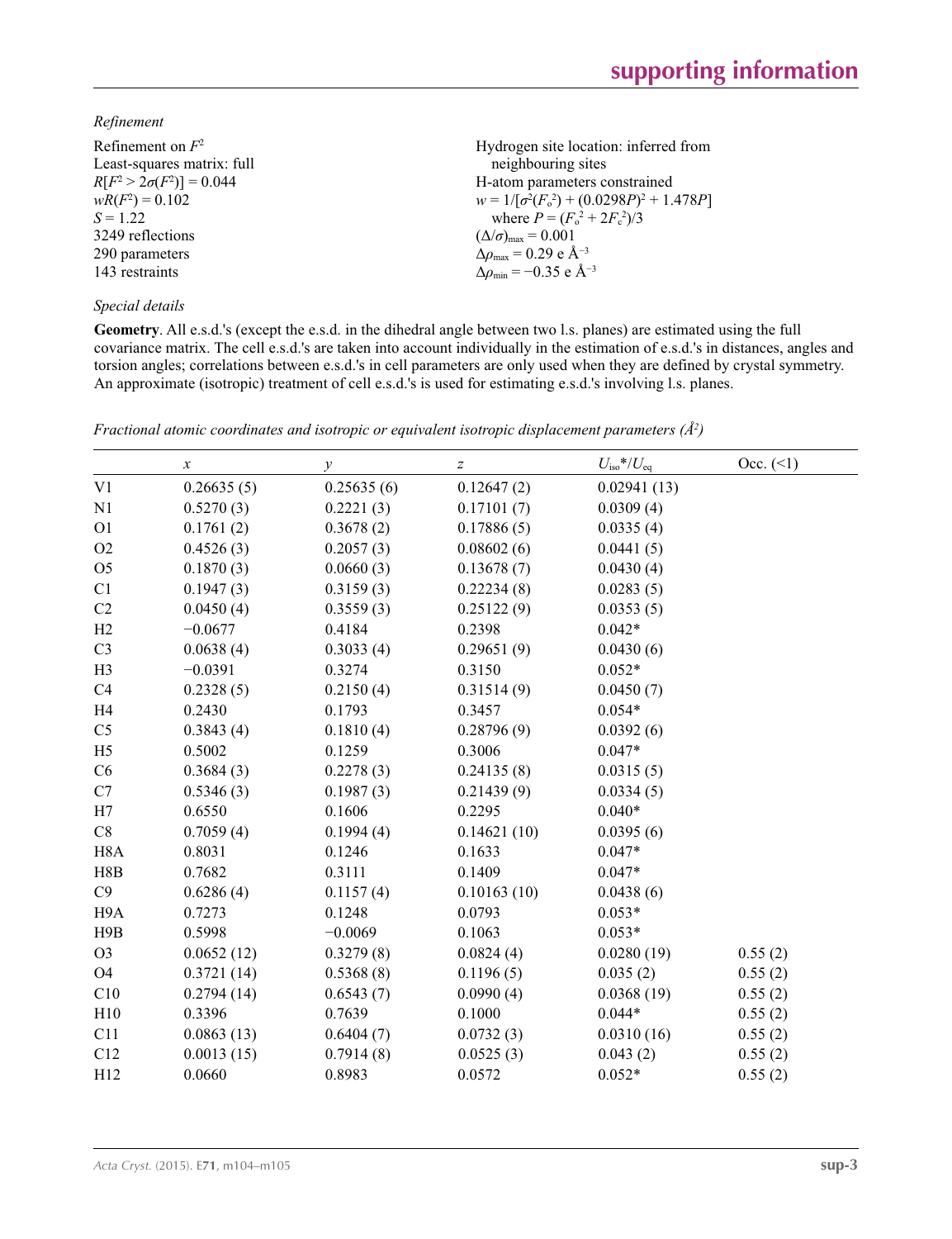*Refinement*

Refinement on $F^2$
Least-squares matrix: full
$R[F^2 > 2\sigma(F^2)] = 0.044$
$wR(F^2) = 0.102$
$S = 1.22$
3249 reflections
290 parameters
143 restraints

Hydrogen site location: inferred from neighbouring sites
H-atom parameters constrained
$w = 1/[\sigma^2(F_o^2) + (0.0298P)^2 + 1.478P]$
where $P = (F_o^2 + 2F_c^2)/3$
$(\Delta/\sigma)_{max} = 0.001$
$\Delta\rho_{max} = 0.29$ e Å$^{-3}$
$\Delta\rho_{min} = -0.35$ e Å$^{-3}$

*Special details*

**Geometry**. All e.s.d.'s (except the e.s.d. in the dihedral angle between two l.s. planes) are estimated using the full covariance matrix. The cell e.s.d.'s are taken into account individually in the estimation of e.s.d.'s in distances, angles and torsion angles; correlations between e.s.d.'s in cell parameters are only used when they are defined by crystal symmetry. An approximate (isotropic) treatment of cell e.s.d.'s is used for estimating e.s.d.'s involving l.s. planes.

*Fractional atomic coordinates and isotropic or equivalent isotropic displacement parameters (Å$^2$)*

| | $x$ | $y$ | $z$ | $U_{iso}$*/$U_{eq}$ | Occ. (<1) |
|---|---|---|---|---|---|
| V1 | 0.26635 (5) | 0.25635 (6) | 0.12647 (2) | 0.02941 (13) | |
| N1 | 0.5270 (3) | 0.2221 (3) | 0.17101 (7) | 0.0309 (4) | |
| O1 | 0.1761 (2) | 0.3678 (2) | 0.17886 (5) | 0.0335 (4) | |
| O2 | 0.4526 (3) | 0.2057 (3) | 0.08602 (6) | 0.0441 (5) | |
| O5 | 0.1870 (3) | 0.0660 (3) | 0.13678 (7) | 0.0430 (4) | |
| C1 | 0.1947 (3) | 0.3159 (3) | 0.22234 (8) | 0.0283 (5) | |
| C2 | 0.0450 (4) | 0.3559 (3) | 0.25122 (9) | 0.0353 (5) | |
| H2 | −0.0677 | 0.4184 | 0.2398 | 0.042* | |
| C3 | 0.0638 (4) | 0.3033 (4) | 0.29651 (9) | 0.0430 (6) | |
| H3 | −0.0391 | 0.3274 | 0.3150 | 0.052* | |
| C4 | 0.2328 (5) | 0.2150 (4) | 0.31514 (9) | 0.0450 (7) | |
| H4 | 0.2430 | 0.1793 | 0.3457 | 0.054* | |
| C5 | 0.3843 (4) | 0.1810 (4) | 0.28796 (9) | 0.0392 (6) | |
| H5 | 0.5002 | 0.1259 | 0.3006 | 0.047* | |
| C6 | 0.3684 (3) | 0.2278 (3) | 0.24135 (8) | 0.0315 (5) | |
| C7 | 0.5346 (3) | 0.1987 (3) | 0.21439 (9) | 0.0334 (5) | |
| H7 | 0.6550 | 0.1606 | 0.2295 | 0.040* | |
| C8 | 0.7059 (4) | 0.1994 (4) | 0.14621 (10) | 0.0395 (6) | |
| H8A | 0.8031 | 0.1246 | 0.1633 | 0.047* | |
| H8B | 0.7682 | 0.3111 | 0.1409 | 0.047* | |
| C9 | 0.6286 (4) | 0.1157 (4) | 0.10163 (10) | 0.0438 (6) | |
| H9A | 0.7273 | 0.1248 | 0.0793 | 0.053* | |
| H9B | 0.5998 | −0.0069 | 0.1063 | 0.053* | |
| O3 | 0.0652 (12) | 0.3279 (8) | 0.0824 (4) | 0.0280 (19) | 0.55 (2) |
| O4 | 0.3721 (14) | 0.5368 (8) | 0.1196 (5) | 0.035 (2) | 0.55 (2) |
| C10 | 0.2794 (14) | 0.6543 (7) | 0.0990 (4) | 0.0368 (19) | 0.55 (2) |
| H10 | 0.3396 | 0.7639 | 0.1000 | 0.044* | 0.55 (2) |
| C11 | 0.0863 (13) | 0.6404 (7) | 0.0732 (3) | 0.0310 (16) | 0.55 (2) |
| C12 | 0.0013 (15) | 0.7914 (8) | 0.0525 (3) | 0.043 (2) | 0.55 (2) |
| H12 | 0.0660 | 0.8983 | 0.0572 | 0.052* | 0.55 (2) |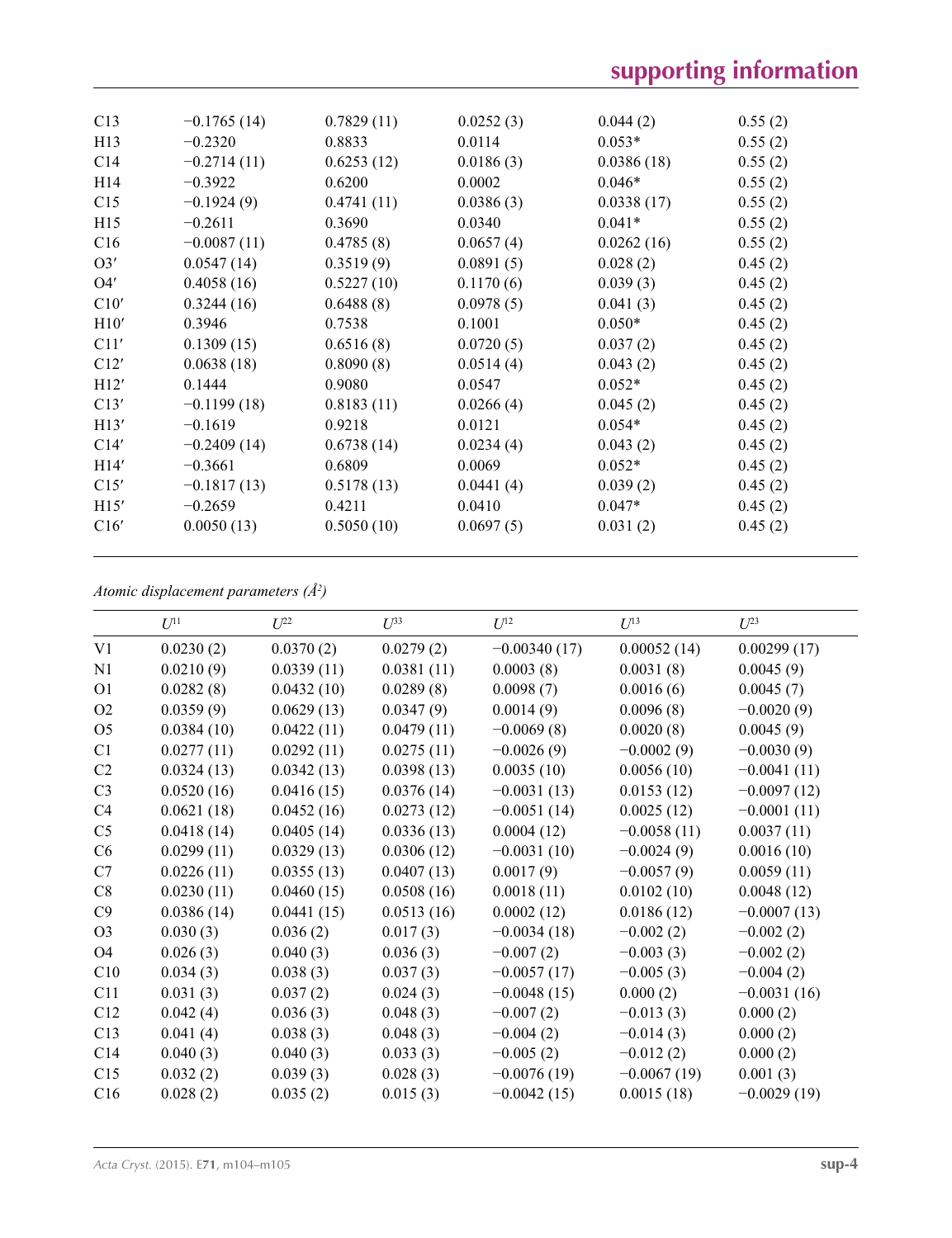| | | | | | |
|---|---|---|---|---|---|
| C13 | −0.1765 (14) | 0.7829 (11) | 0.0252 (3) | 0.044 (2) | 0.55 (2) |
| H13 | −0.2320 | 0.8833 | 0.0114 | 0.053* | 0.55 (2) |
| C14 | −0.2714 (11) | 0.6253 (12) | 0.0186 (3) | 0.0386 (18) | 0.55 (2) |
| H14 | −0.3922 | 0.6200 | 0.0002 | 0.046* | 0.55 (2) |
| C15 | −0.1924 (9) | 0.4741 (11) | 0.0386 (3) | 0.0338 (17) | 0.55 (2) |
| H15 | −0.2611 | 0.3690 | 0.0340 | 0.041* | 0.55 (2) |
| C16 | −0.0087 (11) | 0.4785 (8) | 0.0657 (4) | 0.0262 (16) | 0.55 (2) |
| O3′ | 0.0547 (14) | 0.3519 (9) | 0.0891 (5) | 0.028 (2) | 0.45 (2) |
| O4′ | 0.4058 (16) | 0.5227 (10) | 0.1170 (6) | 0.039 (3) | 0.45 (2) |
| C10′ | 0.3244 (16) | 0.6488 (8) | 0.0978 (5) | 0.041 (3) | 0.45 (2) |
| H10′ | 0.3946 | 0.7538 | 0.1001 | 0.050* | 0.45 (2) |
| C11′ | 0.1309 (15) | 0.6516 (8) | 0.0720 (5) | 0.037 (2) | 0.45 (2) |
| C12′ | 0.0638 (18) | 0.8090 (8) | 0.0514 (4) | 0.043 (2) | 0.45 (2) |
| H12′ | 0.1444 | 0.9080 | 0.0547 | 0.052* | 0.45 (2) |
| C13′ | −0.1199 (18) | 0.8183 (11) | 0.0266 (4) | 0.045 (2) | 0.45 (2) |
| H13′ | −0.1619 | 0.9218 | 0.0121 | 0.054* | 0.45 (2) |
| C14′ | −0.2409 (14) | 0.6738 (14) | 0.0234 (4) | 0.043 (2) | 0.45 (2) |
| H14′ | −0.3661 | 0.6809 | 0.0069 | 0.052* | 0.45 (2) |
| C15′ | −0.1817 (13) | 0.5178 (13) | 0.0441 (4) | 0.039 (2) | 0.45 (2) |
| H15′ | −0.2659 | 0.4211 | 0.0410 | 0.047* | 0.45 (2) |
| C16′ | 0.0050 (13) | 0.5050 (10) | 0.0697 (5) | 0.031 (2) | 0.45 (2) |

*Atomic displacement parameters (Å²)*

| | $U^{11}$ | $U^{22}$ | $U^{33}$ | $U^{12}$ | $U^{13}$ | $U^{23}$ |
|---|---|---|---|---|---|---|
| V1 | 0.0230 (2) | 0.0370 (2) | 0.0279 (2) | −0.00340 (17) | 0.00052 (14) | 0.00299 (17) |
| N1 | 0.0210 (9) | 0.0339 (11) | 0.0381 (11) | 0.0003 (8) | 0.0031 (8) | 0.0045 (9) |
| O1 | 0.0282 (8) | 0.0432 (10) | 0.0289 (8) | 0.0098 (7) | 0.0016 (6) | 0.0045 (7) |
| O2 | 0.0359 (9) | 0.0629 (13) | 0.0347 (9) | 0.0014 (9) | 0.0096 (8) | −0.0020 (9) |
| O5 | 0.0384 (10) | 0.0422 (11) | 0.0479 (11) | −0.0069 (8) | 0.0020 (8) | 0.0045 (9) |
| C1 | 0.0277 (11) | 0.0292 (11) | 0.0275 (11) | −0.0026 (9) | −0.0002 (9) | −0.0030 (9) |
| C2 | 0.0324 (13) | 0.0342 (13) | 0.0398 (13) | 0.0035 (10) | 0.0056 (10) | −0.0041 (11) |
| C3 | 0.0520 (16) | 0.0416 (15) | 0.0376 (14) | −0.0031 (13) | 0.0153 (12) | −0.0097 (12) |
| C4 | 0.0621 (18) | 0.0452 (16) | 0.0273 (12) | −0.0051 (14) | 0.0025 (12) | −0.0001 (11) |
| C5 | 0.0418 (14) | 0.0405 (14) | 0.0336 (13) | 0.0004 (12) | −0.0058 (11) | 0.0037 (11) |
| C6 | 0.0299 (11) | 0.0329 (13) | 0.0306 (12) | −0.0031 (10) | −0.0024 (9) | 0.0016 (10) |
| C7 | 0.0226 (11) | 0.0355 (13) | 0.0407 (13) | 0.0017 (9) | −0.0057 (9) | 0.0059 (11) |
| C8 | 0.0230 (11) | 0.0460 (15) | 0.0508 (16) | 0.0018 (11) | 0.0102 (10) | 0.0048 (12) |
| C9 | 0.0386 (14) | 0.0441 (15) | 0.0513 (16) | 0.0002 (12) | 0.0186 (12) | −0.0007 (13) |
| O3 | 0.030 (3) | 0.036 (2) | 0.017 (3) | −0.0034 (18) | −0.002 (2) | −0.002 (2) |
| O4 | 0.026 (3) | 0.040 (3) | 0.036 (3) | −0.007 (2) | −0.003 (3) | −0.002 (2) |
| C10 | 0.034 (3) | 0.038 (3) | 0.037 (3) | −0.0057 (17) | −0.005 (3) | −0.004 (2) |
| C11 | 0.031 (3) | 0.037 (2) | 0.024 (3) | −0.0048 (15) | 0.000 (2) | −0.0031 (16) |
| C12 | 0.042 (4) | 0.036 (3) | 0.048 (3) | −0.007 (2) | −0.013 (3) | 0.000 (2) |
| C13 | 0.041 (4) | 0.038 (3) | 0.048 (3) | −0.004 (2) | −0.014 (3) | 0.000 (2) |
| C14 | 0.040 (3) | 0.040 (3) | 0.033 (3) | −0.005 (2) | −0.012 (2) | 0.000 (2) |
| C15 | 0.032 (2) | 0.039 (3) | 0.028 (3) | −0.0076 (19) | −0.0067 (19) | 0.001 (3) |
| C16 | 0.028 (2) | 0.035 (2) | 0.015 (3) | −0.0042 (15) | 0.0015 (18) | −0.0029 (19) |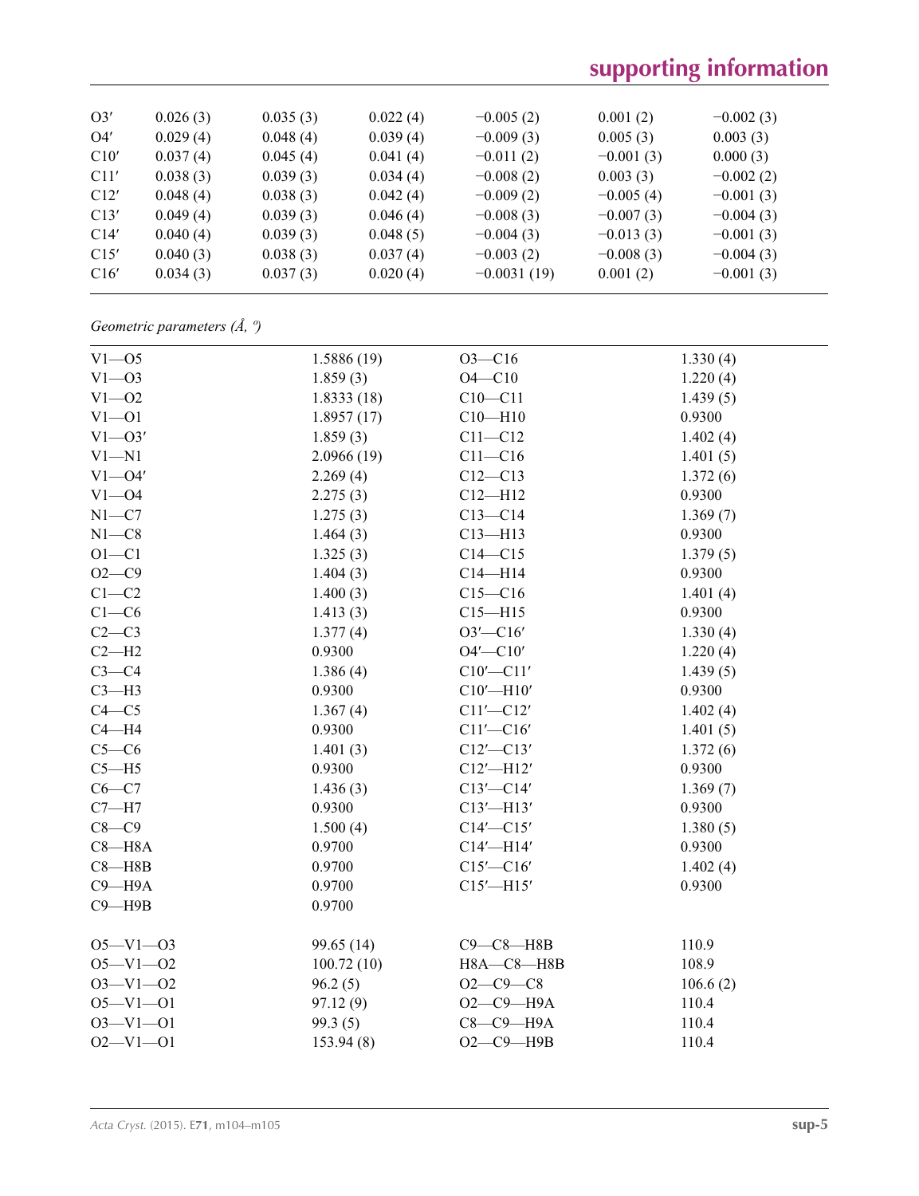| | | | | | |
|---|---|---|---|---|---|
| O3′ | 0.026 (3) | 0.035 (3) | 0.022 (4) | −0.005 (2) | 0.001 (2) | −0.002 (3) |
| O4′ | 0.029 (4) | 0.048 (4) | 0.039 (4) | −0.009 (3) | 0.005 (3) | 0.003 (3) |
| C10′ | 0.037 (4) | 0.045 (4) | 0.041 (4) | −0.011 (2) | −0.001 (3) | 0.000 (3) |
| C11′ | 0.038 (3) | 0.039 (3) | 0.034 (4) | −0.008 (2) | 0.003 (3) | −0.002 (2) |
| C12′ | 0.048 (4) | 0.038 (3) | 0.042 (4) | −0.009 (2) | −0.005 (4) | −0.001 (3) |
| C13′ | 0.049 (4) | 0.039 (3) | 0.046 (4) | −0.008 (3) | −0.007 (3) | −0.004 (3) |
| C14′ | 0.040 (4) | 0.039 (3) | 0.048 (5) | −0.004 (3) | −0.013 (3) | −0.001 (3) |
| C15′ | 0.040 (3) | 0.038 (3) | 0.037 (4) | −0.003 (2) | −0.008 (3) | −0.004 (3) |
| C16′ | 0.034 (3) | 0.037 (3) | 0.020 (4) | −0.0031 (19) | 0.001 (2) | −0.001 (3) |

*Geometric parameters (Å, º)*

| | | | |
|---|---|---|---|
| V1—O5 | 1.5886 (19) | O3—C16 | 1.330 (4) |
| V1—O3 | 1.859 (3) | O4—C10 | 1.220 (4) |
| V1—O2 | 1.8333 (18) | C10—C11 | 1.439 (5) |
| V1—O1 | 1.8957 (17) | C10—H10 | 0.9300 |
| V1—O3′ | 1.859 (3) | C11—C12 | 1.402 (4) |
| V1—N1 | 2.0966 (19) | C11—C16 | 1.401 (5) |
| V1—O4′ | 2.269 (4) | C12—C13 | 1.372 (6) |
| V1—O4 | 2.275 (3) | C12—H12 | 0.9300 |
| N1—C7 | 1.275 (3) | C13—C14 | 1.369 (7) |
| N1—C8 | 1.464 (3) | C13—H13 | 0.9300 |
| O1—C1 | 1.325 (3) | C14—C15 | 1.379 (5) |
| O2—C9 | 1.404 (3) | C14—H14 | 0.9300 |
| C1—C2 | 1.400 (3) | C15—C16 | 1.401 (4) |
| C1—C6 | 1.413 (3) | C15—H15 | 0.9300 |
| C2—C3 | 1.377 (4) | O3′—C16′ | 1.330 (4) |
| C2—H2 | 0.9300 | O4′—C10′ | 1.220 (4) |
| C3—C4 | 1.386 (4) | C10′—C11′ | 1.439 (5) |
| C3—H3 | 0.9300 | C10′—H10′ | 0.9300 |
| C4—C5 | 1.367 (4) | C11′—C12′ | 1.402 (4) |
| C4—H4 | 0.9300 | C11′—C16′ | 1.401 (5) |
| C5—C6 | 1.401 (3) | C12′—C13′ | 1.372 (6) |
| C5—H5 | 0.9300 | C12′—H12′ | 0.9300 |
| C6—C7 | 1.436 (3) | C13′—C14′ | 1.369 (7) |
| C7—H7 | 0.9300 | C13′—H13′ | 0.9300 |
| C8—C9 | 1.500 (4) | C14′—C15′ | 1.380 (5) |
| C8—H8A | 0.9700 | C14′—H14′ | 0.9300 |
| C8—H8B | 0.9700 | C15′—C16′ | 1.402 (4) |
| C9—H9A | 0.9700 | C15′—H15′ | 0.9300 |
| C9—H9B | 0.9700 | | |
| | | | |
| O5—V1—O3 | 99.65 (14) | C9—C8—H8B | 110.9 |
| O5—V1—O2 | 100.72 (10) | H8A—C8—H8B | 108.9 |
| O3—V1—O2 | 96.2 (5) | O2—C9—C8 | 106.6 (2) |
| O5—V1—O1 | 97.12 (9) | O2—C9—H9A | 110.4 |
| O3—V1—O1 | 99.3 (5) | C8—C9—H9A | 110.4 |
| O2—V1—O1 | 153.94 (8) | O2—C9—H9B | 110.4 |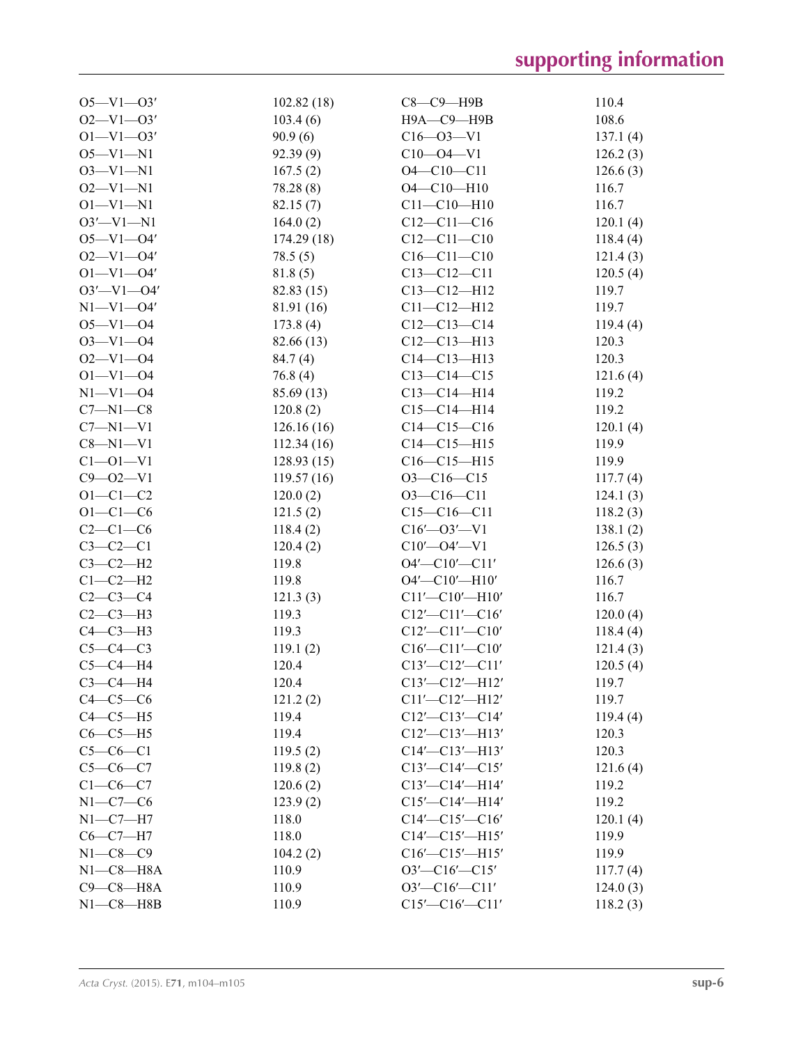| | | | |
|---|---|---|---|
| O5—V1—O3′ | 102.82 (18) | C8—C9—H9B | 110.4 |
| O2—V1—O3′ | 103.4 (6) | H9A—C9—H9B | 108.6 |
| O1—V1—O3′ | 90.9 (6) | C16—O3—V1 | 137.1 (4) |
| O5—V1—N1 | 92.39 (9) | C10—O4—V1 | 126.2 (3) |
| O3—V1—N1 | 167.5 (2) | O4—C10—C11 | 126.6 (3) |
| O2—V1—N1 | 78.28 (8) | O4—C10—H10 | 116.7 |
| O1—V1—N1 | 82.15 (7) | C11—C10—H10 | 116.7 |
| O3′—V1—N1 | 164.0 (2) | C12—C11—C16 | 120.1 (4) |
| O5—V1—O4′ | 174.29 (18) | C12—C11—C10 | 118.4 (4) |
| O2—V1—O4′ | 78.5 (5) | C16—C11—C10 | 121.4 (3) |
| O1—V1—O4′ | 81.8 (5) | C13—C12—C11 | 120.5 (4) |
| O3′—V1—O4′ | 82.83 (15) | C13—C12—H12 | 119.7 |
| N1—V1—O4′ | 81.91 (16) | C11—C12—H12 | 119.7 |
| O5—V1—O4 | 173.8 (4) | C12—C13—C14 | 119.4 (4) |
| O3—V1—O4 | 82.66 (13) | C12—C13—H13 | 120.3 |
| O2—V1—O4 | 84.7 (4) | C14—C13—H13 | 120.3 |
| O1—V1—O4 | 76.8 (4) | C13—C14—C15 | 121.6 (4) |
| N1—V1—O4 | 85.69 (13) | C13—C14—H14 | 119.2 |
| C7—N1—C8 | 120.8 (2) | C15—C14—H14 | 119.2 |
| C7—N1—V1 | 126.16 (16) | C14—C15—C16 | 120.1 (4) |
| C8—N1—V1 | 112.34 (16) | C14—C15—H15 | 119.9 |
| C1—O1—V1 | 128.93 (15) | C16—C15—H15 | 119.9 |
| C9—O2—V1 | 119.57 (16) | O3—C16—C15 | 117.7 (4) |
| O1—C1—C2 | 120.0 (2) | O3—C16—C11 | 124.1 (3) |
| O1—C1—C6 | 121.5 (2) | C15—C16—C11 | 118.2 (3) |
| C2—C1—C6 | 118.4 (2) | C16′—O3′—V1 | 138.1 (2) |
| C3—C2—C1 | 120.4 (2) | C10′—O4′—V1 | 126.5 (3) |
| C3—C2—H2 | 119.8 | O4′—C10′—C11′ | 126.6 (3) |
| C1—C2—H2 | 119.8 | O4′—C10′—H10′ | 116.7 |
| C2—C3—C4 | 121.3 (3) | C11′—C10′—H10′ | 116.7 |
| C2—C3—H3 | 119.3 | C12′—C11′—C16′ | 120.0 (4) |
| C4—C3—H3 | 119.3 | C12′—C11′—C10′ | 118.4 (4) |
| C5—C4—C3 | 119.1 (2) | C16′—C11′—C10′ | 121.4 (3) |
| C5—C4—H4 | 120.4 | C13′—C12′—C11′ | 120.5 (4) |
| C3—C4—H4 | 120.4 | C13′—C12′—H12′ | 119.7 |
| C4—C5—C6 | 121.2 (2) | C11′—C12′—H12′ | 119.7 |
| C4—C5—H5 | 119.4 | C12′—C13′—C14′ | 119.4 (4) |
| C6—C5—H5 | 119.4 | C12′—C13′—H13′ | 120.3 |
| C5—C6—C1 | 119.5 (2) | C14′—C13′—H13′ | 120.3 |
| C5—C6—C7 | 119.8 (2) | C13′—C14′—C15′ | 121.6 (4) |
| C1—C6—C7 | 120.6 (2) | C13′—C14′—H14′ | 119.2 |
| N1—C7—C6 | 123.9 (2) | C15′—C14′—H14′ | 119.2 |
| N1—C7—H7 | 118.0 | C14′—C15′—C16′ | 120.1 (4) |
| C6—C7—H7 | 118.0 | C14′—C15′—H15′ | 119.9 |
| N1—C8—C9 | 104.2 (2) | C16′—C15′—H15′ | 119.9 |
| N1—C8—H8A | 110.9 | O3′—C16′—C15′ | 117.7 (4) |
| C9—C8—H8A | 110.9 | O3′—C16′—C11′ | 124.0 (3) |
| N1—C8—H8B | 110.9 | C15′—C16′—C11′ | 118.2 (3) |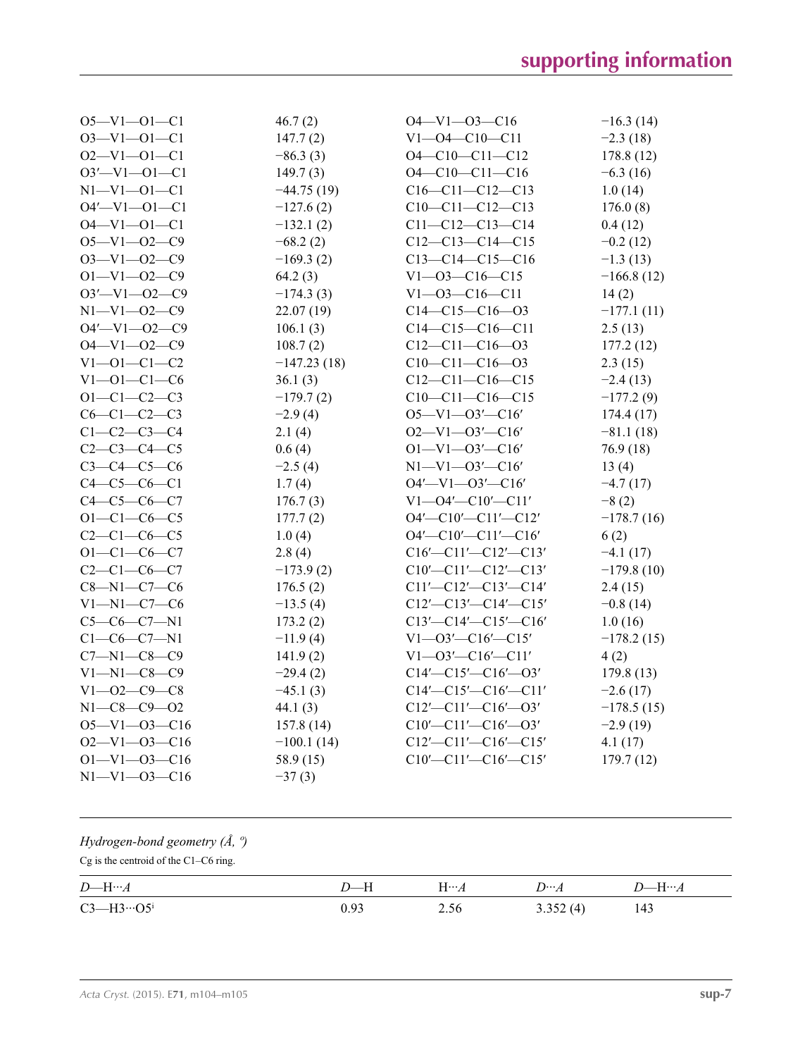| | | | |
|---|---|---|---|
| O5—V1—O1—C1 | 46.7 (2) | O4—V1—O3—C16 | −16.3 (14) |
| O3—V1—O1—C1 | 147.7 (2) | V1—O4—C10—C11 | −2.3 (18) |
| O2—V1—O1—C1 | −86.3 (3) | O4—C10—C11—C12 | 178.8 (12) |
| O3′—V1—O1—C1 | 149.7 (3) | O4—C10—C11—C16 | −6.3 (16) |
| N1—V1—O1—C1 | −44.75 (19) | C16—C11—C12—C13 | 1.0 (14) |
| O4′—V1—O1—C1 | −127.6 (2) | C10—C11—C12—C13 | 176.0 (8) |
| O4—V1—O1—C1 | −132.1 (2) | C11—C12—C13—C14 | 0.4 (12) |
| O5—V1—O2—C9 | −68.2 (2) | C12—C13—C14—C15 | −0.2 (12) |
| O3—V1—O2—C9 | −169.3 (2) | C13—C14—C15—C16 | −1.3 (13) |
| O1—V1—O2—C9 | 64.2 (3) | V1—O3—C16—C15 | −166.8 (12) |
| O3′—V1—O2—C9 | −174.3 (3) | V1—O3—C16—C11 | 14 (2) |
| N1—V1—O2—C9 | 22.07 (19) | C14—C15—C16—O3 | −177.1 (11) |
| O4′—V1—O2—C9 | 106.1 (3) | C14—C15—C16—C11 | 2.5 (13) |
| O4—V1—O2—C9 | 108.7 (2) | C12—C11—C16—O3 | 177.2 (12) |
| V1—O1—C1—C2 | −147.23 (18) | C10—C11—C16—O3 | 2.3 (15) |
| V1—O1—C1—C6 | 36.1 (3) | C12—C11—C16—C15 | −2.4 (13) |
| O1—C1—C2—C3 | −179.7 (2) | C10—C11—C16—C15 | −177.2 (9) |
| C6—C1—C2—C3 | −2.9 (4) | O5—V1—O3′—C16′ | 174.4 (17) |
| C1—C2—C3—C4 | 2.1 (4) | O2—V1—O3′—C16′ | −81.1 (18) |
| C2—C3—C4—C5 | 0.6 (4) | O1—V1—O3′—C16′ | 76.9 (18) |
| C3—C4—C5—C6 | −2.5 (4) | N1—V1—O3′—C16′ | 13 (4) |
| C4—C5—C6—C1 | 1.7 (4) | O4′—V1—O3′—C16′ | −4.7 (17) |
| C4—C5—C6—C7 | 176.7 (3) | V1—O4′—C10′—C11′ | −8 (2) |
| O1—C1—C6—C5 | 177.7 (2) | O4′—C10′—C11′—C12′ | −178.7 (16) |
| C2—C1—C6—C5 | 1.0 (4) | O4′—C10′—C11′—C16′ | 6 (2) |
| O1—C1—C6—C7 | 2.8 (4) | C16′—C11′—C12′—C13′ | −4.1 (17) |
| C2—C1—C6—C7 | −173.9 (2) | C10′—C11′—C12′—C13′ | −179.8 (10) |
| C8—N1—C7—C6 | 176.5 (2) | C11′—C12′—C13′—C14′ | 2.4 (15) |
| V1—N1—C7—C6 | −13.5 (4) | C12′—C13′—C14′—C15′ | −0.8 (14) |
| C5—C6—C7—N1 | 173.2 (2) | C13′—C14′—C15′—C16′ | 1.0 (16) |
| C1—C6—C7—N1 | −11.9 (4) | V1—O3′—C16′—C15′ | −178.2 (15) |
| C7—N1—C8—C9 | 141.9 (2) | V1—O3′—C16′—C11′ | 4 (2) |
| V1—N1—C8—C9 | −29.4 (2) | C14′—C15′—C16′—O3′ | 179.8 (13) |
| V1—O2—C9—C8 | −45.1 (3) | C14′—C15′—C16′—C11′ | −2.6 (17) |
| N1—C8—C9—O2 | 44.1 (3) | C12′—C11′—C16′—O3′ | −178.5 (15) |
| O5—V1—O3—C16 | 157.8 (14) | C10′—C11′—C16′—O3′ | −2.9 (19) |
| O2—V1—O3—C16 | −100.1 (14) | C12′—C11′—C16′—C15′ | 4.1 (17) |
| O1—V1—O3—C16 | 58.9 (15) | C10′—C11′—C16′—C15′ | 179.7 (12) |
| N1—V1—O3—C16 | −37 (3) | | |

### *Hydrogen-bond geometry (Å, º)*

Cg is the centroid of the C1–C6 ring.

| *D*—H···*A* | *D*—H | H···*A* | *D*···*A* | *D*—H···*A* |
|---|---|---|---|---|
| C3—H3···O5[i] | 0.93 | 2.56 | 3.352 (4) | 143 |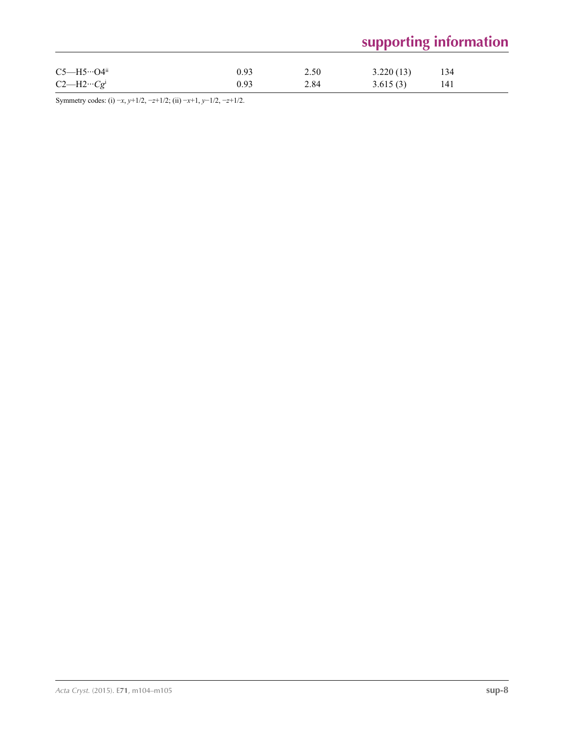| | | | | |
|---|---|---|---|---|
| C5—H5···O4$^{ii}$ | 0.93 | 2.50 | 3.220 (13) | 134 |
| C2—H2···*Cg*$^{i}$ | 0.93 | 2.84 | 3.615 (3) | 141 |

Symmetry codes: (i) $-x$, $y+1/2$, $-z+1/2$; (ii) $-x+1$, $y-1/2$, $-z+1/2$.